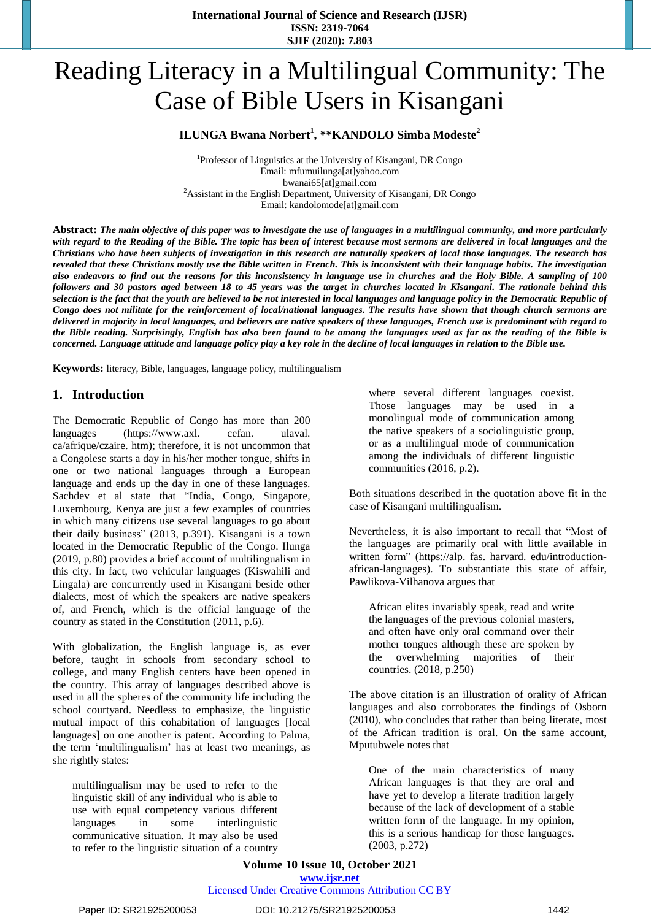# Reading Literacy in a Multilingual Community: The Case of Bible Users in Kisangani

**ILUNGA Bwana Norbert[1], **KANDOLO Simba Modeste[2]**

[1]Professor of Linguistics at the University of Kisangani, DR Congo
Email: mfumuilunga[at]yahoo.com
bwanai65[at]gmail.com
[2]Assistant in the English Department, University of Kisangani, DR Congo
Email: kandolomode[at]gmail.com

**Abstract:** ***The main objective of this paper was to investigate the use of languages in a multilingual community, and more particularly with regard to the Reading of the Bible. The topic has been of interest because most sermons are delivered in local languages and the Christians who have been subjects of investigation in this research are naturally speakers of local those languages. The research has revealed that these Christians mostly use the Bible written in French. This is inconsistent with their language habits. The investigation also endeavors to find out the reasons for this inconsistency in language use in churches and the Holy Bible. A sampling of 100 followers and 30 pastors aged between 18 to 45 years was the target in churches located in Kisangani. The rationale behind this selection is the fact that the youth are believed to be not interested in local languages and language policy in the Democratic Republic of Congo does not militate for the reinforcement of local/national languages. The results have shown that though church sermons are delivered in majority in local languages, and believers are native speakers of these languages, French use is predominant with regard to the Bible reading. Surprisingly, English has also been found to be among the languages used as far as the reading of the Bible is concerned. Language attitude and language policy play a key role in the decline of local languages in relation to the Bible use.***

**Keywords:** literacy, Bible, languages, language policy, multilingualism

## 1. Introduction

The Democratic Republic of Congo has more than 200 languages (https://www.axl. cefan. ulaval. ca/afrique/czaire. htm); therefore, it is not uncommon that a Congolese starts a day in his/her mother tongue, shifts in one or two national languages through a European language and ends up the day in one of these languages. Sachdev et al state that "India, Congo, Singapore, Luxembourg, Kenya are just a few examples of countries in which many citizens use several languages to go about their daily business" (2013, p.391). Kisangani is a town located in the Democratic Republic of the Congo. Ilunga (2019, p.80) provides a brief account of multilingualism in this city. In fact, two vehicular languages (Kiswahili and Lingala) are concurrently used in Kisangani beside other dialects, most of which the speakers are native speakers of, and French, which is the official language of the country as stated in the Constitution (2011, p.6).

With globalization, the English language is, as ever before, taught in schools from secondary school to college, and many English centers have been opened in the country. This array of languages described above is used in all the spheres of the community life including the school courtyard. Needless to emphasize, the linguistic mutual impact of this cohabitation of languages [local languages] on one another is patent. According to Palma, the term 'multilingualism' has at least two meanings, as she rightly states:

> multilingualism may be used to refer to the linguistic skill of any individual who is able to use with equal competency various different languages in some interlinguistic communicative situation. It may also be used to refer to the linguistic situation of a country where several different languages coexist. Those languages may be used in a monolingual mode of communication among the native speakers of a sociolinguistic group, or as a multilingual mode of communication among the individuals of different linguistic communities (2016, p.2).

Both situations described in the quotation above fit in the case of Kisangani multilingualism.

Nevertheless, it is also important to recall that "Most of the languages are primarily oral with little available in written form" (https://alp. fas. harvard. edu/introduction-african-languages). To substantiate this state of affair, Pawlikova-Vilhanova argues that

> African elites invariably speak, read and write the languages of the previous colonial masters, and often have only oral command over their mother tongues although these are spoken by the overwhelming majorities of their countries. (2018, p.250)

The above citation is an illustration of orality of African languages and also corroborates the findings of Osborn (2010), who concludes that rather than being literate, most of the African tradition is oral. On the same account, Mputubwele notes that

> One of the main characteristics of many African languages is that they are oral and have yet to develop a literate tradition largely because of the lack of development of a stable written form of the language. In my opinion, this is a serious handicap for those languages. (2003, p.272)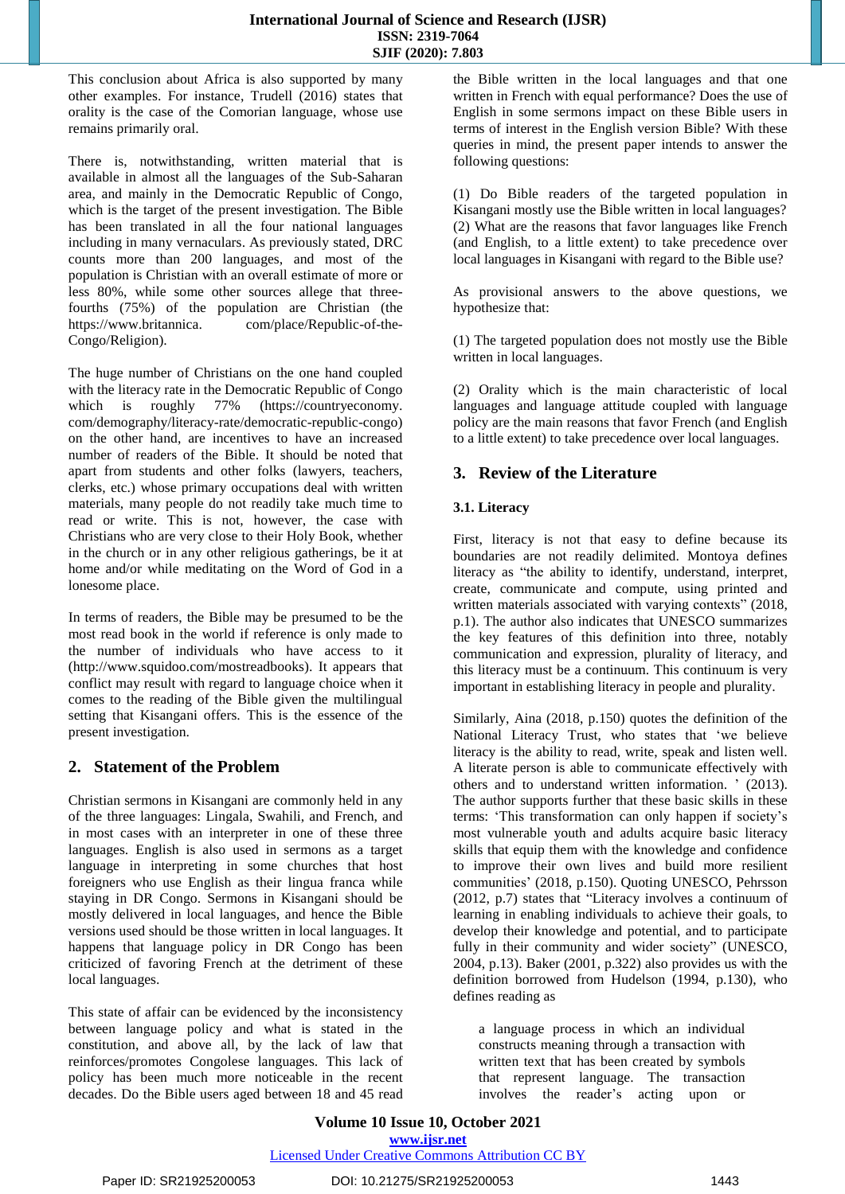This conclusion about Africa is also supported by many other examples. For instance, Trudell (2016) states that orality is the case of the Comorian language, whose use remains primarily oral.

There is, notwithstanding, written material that is available in almost all the languages of the Sub-Saharan area, and mainly in the Democratic Republic of Congo, which is the target of the present investigation. The Bible has been translated in all the four national languages including in many vernaculars. As previously stated, DRC counts more than 200 languages, and most of the population is Christian with an overall estimate of more or less 80%, while some other sources allege that three-fourths (75%) of the population are Christian (the https://www.britannica. com/place/Republic-of-the-Congo/Religion).

The huge number of Christians on the one hand coupled with the literacy rate in the Democratic Republic of Congo which is roughly 77% (https://countryeconomy. com/demography/literacy-rate/democratic-republic-congo) on the other hand, are incentives to have an increased number of readers of the Bible. It should be noted that apart from students and other folks (lawyers, teachers, clerks, etc.) whose primary occupations deal with written materials, many people do not readily take much time to read or write. This is not, however, the case with Christians who are very close to their Holy Book, whether in the church or in any other religious gatherings, be it at home and/or while meditating on the Word of God in a lonesome place.

In terms of readers, the Bible may be presumed to be the most read book in the world if reference is only made to the number of individuals who have access to it (http://www.squidoo.com/mostreadbooks). It appears that conflict may result with regard to language choice when it comes to the reading of the Bible given the multilingual setting that Kisangani offers. This is the essence of the present investigation.

## 2. Statement of the Problem

Christian sermons in Kisangani are commonly held in any of the three languages: Lingala, Swahili, and French, and in most cases with an interpreter in one of these three languages. English is also used in sermons as a target language in interpreting in some churches that host foreigners who use English as their lingua franca while staying in DR Congo. Sermons in Kisangani should be mostly delivered in local languages, and hence the Bible versions used should be those written in local languages. It happens that language policy in DR Congo has been criticized of favoring French at the detriment of these local languages.

This state of affair can be evidenced by the inconsistency between language policy and what is stated in the constitution, and above all, by the lack of law that reinforces/promotes Congolese languages. This lack of policy has been much more noticeable in the recent decades. Do the Bible users aged between 18 and 45 read the Bible written in the local languages and that one written in French with equal performance? Does the use of English in some sermons impact on these Bible users in terms of interest in the English version Bible? With these queries in mind, the present paper intends to answer the following questions:

(1) Do Bible readers of the targeted population in Kisangani mostly use the Bible written in local languages?
(2) What are the reasons that favor languages like French (and English, to a little extent) to take precedence over local languages in Kisangani with regard to the Bible use?

As provisional answers to the above questions, we hypothesize that:

(1) The targeted population does not mostly use the Bible written in local languages.

(2) Orality which is the main characteristic of local languages and language attitude coupled with language policy are the main reasons that favor French and English to a little extent) to take precedence over local languages.

## 3. Review of the Literature

### 3.1. Literacy

First, literacy is not that easy to define because its boundaries are not readily delimited. Montoya defines literacy as "the ability to identify, understand, interpret, create, communicate and compute, using printed and written materials associated with varying contexts" (2018, p.1). The author also indicates that UNESCO summarizes the key features of this definition into three, notably communication and expression, plurality of literacy, and this literacy must be a continuum. This continuum is very important in establishing literacy in people and plurality.

Similarly, Aina (2018, p.150) quotes the definition of the National Literacy Trust, who states that 'we believe literacy is the ability to read, write, speak and listen well. A literate person is able to communicate effectively with others and to understand written information. ' (2013). The author supports further that these basic skills in these terms: 'This transformation can only happen if society's most vulnerable youth and adults acquire basic literacy skills that equip them with the knowledge and confidence to improve their own lives and build more resilient communities' (2018, p.150). Quoting UNESCO, Pehrsson (2012, p.7) states that "Literacy involves a continuum of learning in enabling individuals to achieve their goals, to develop their knowledge and potential, and to participate fully in their community and wider society" (UNESCO, 2004, p.13). Baker (2001, p.322) also provides us with the definition borrowed from Hudelson (1994, p.130), who defines reading as

> a language process in which an individual constructs meaning through a transaction with written text that has been created by symbols that represent language. The transaction involves the reader's acting upon or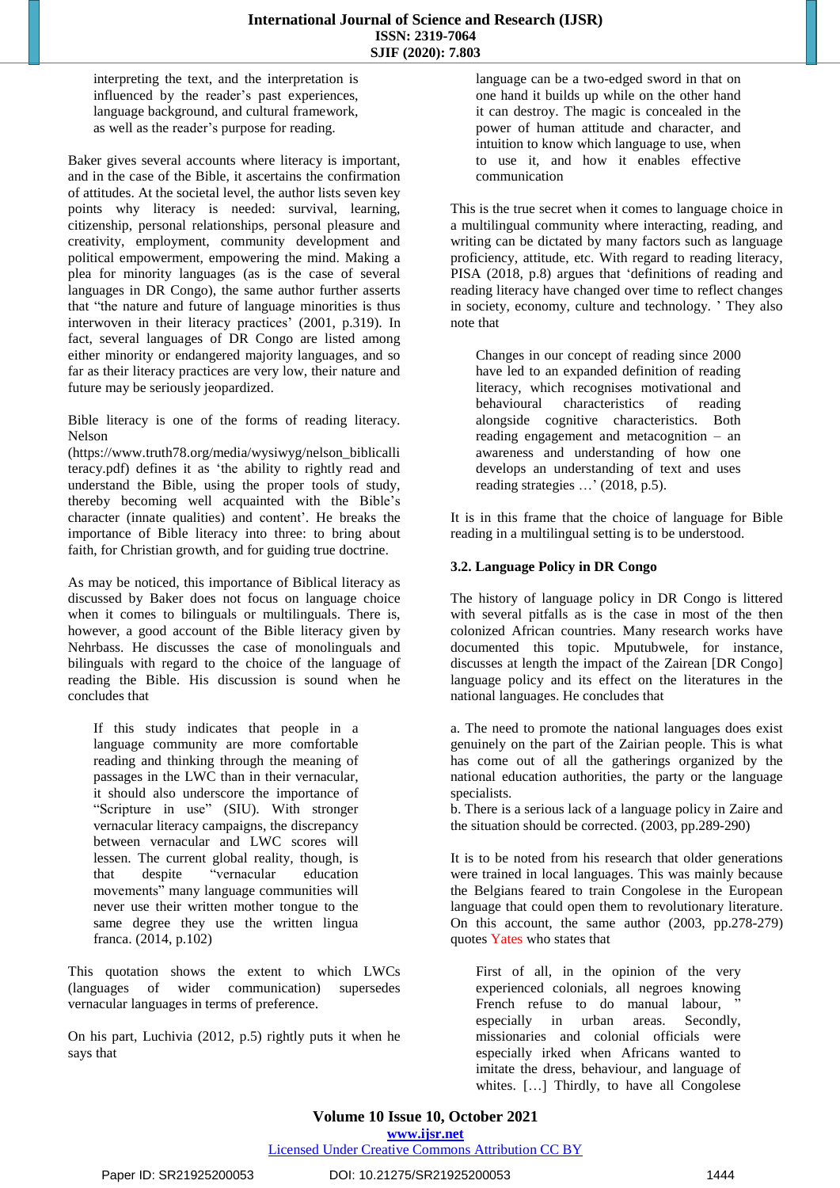> interpreting the text, and the interpretation is influenced by the reader's past experiences, language background, and cultural framework, as well as the reader's purpose for reading.

Baker gives several accounts where literacy is important, and in the case of the Bible, it ascertains the confirmation of attitudes. At the societal level, the author lists seven key points why literacy is needed: survival, learning, citizenship, personal relationships, personal pleasure and creativity, employment, community development and political empowerment, empowering the mind. Making a plea for minority languages (as is the case of several languages in DR Congo), the same author further asserts that "the nature and future of language minorities is thus interwoven in their literacy practices' (2001, p.319). In fact, several languages of DR Congo are listed among either minority or endangered majority languages, and so far as their literacy practices are very low, their nature and future may be seriously jeopardized.

Bible literacy is one of the forms of reading literacy. Nelson (https://www.truth78.org/media/wysiwyg/nelson_biblicalliteracy.pdf) defines it as 'the ability to rightly read and understand the Bible, using the proper tools of study, thereby becoming well acquainted with the Bible's character (innate qualities) and content'. He breaks the importance of Bible literacy into three: to bring about faith, for Christian growth, and for guiding true doctrine.

As may be noticed, this importance of Biblical literacy as discussed by Baker does not focus on language choice when it comes to bilinguals or multilinguals. There is, however, a good account of the Bible literacy given by Nehrbass. He discusses the case of monolinguals and bilinguals with regard to the choice of the language of reading the Bible. His discussion is sound when he concludes that

> If this study indicates that people in a language community are more comfortable reading and thinking through the meaning of passages in the LWC than in their vernacular, it should also underscore the importance of "Scripture in use" (SIU). With stronger vernacular literacy campaigns, the discrepancy between vernacular and LWC scores will lessen. The current global reality, though, is that despite "vernacular education movements" many language communities will never use their written mother tongue to the same degree they use the written lingua franca. (2014, p.102)

This quotation shows the extent to which LWCs (languages of wider communication) supersedes vernacular languages in terms of preference.

On his part, Luchivia (2012, p.5) rightly puts it when he says that

> language can be a two-edged sword in that on one hand it builds up while on the other hand it can destroy. The magic is concealed in the power of human attitude and character, and intuition to know which language to use, when to use it, and how it enables effective communication

This is the true secret when it comes to language choice in a multilingual community where interacting, reading, and writing can be dictated by many factors such as language proficiency, attitude, etc. With regard to reading literacy, PISA (2018, p.8) argues that 'definitions of reading and reading literacy have changed over time to reflect changes in society, economy, culture and technology. ' They also note that

> Changes in our concept of reading since 2000 have led to an expanded definition of reading literacy, which recognises motivational and behavioural characteristics of reading alongside cognitive characteristics. Both reading engagement and metacognition – an awareness and understanding of how one develops an understanding of text and uses reading strategies …' (2018, p.5).

It is in this frame that the choice of language for Bible reading in a multilingual setting is to be understood.

### 3.2. Language Policy in DR Congo

The history of language policy in DR Congo is littered with several pitfalls as is the case in most of the then colonized African countries. Many research works have documented this topic. Mputubwele, for instance, discusses at length the impact of the Zairean [DR Congo] language policy and its effect on the literatures in the national languages. He concludes that

a. The need to promote the national languages does exist genuinely on the part of the Zairian people. This is what has come out of all the gatherings organized by the national education authorities, the party or the language specialists.
b. There is a serious lack of a language policy in Zaire and the situation should be corrected. (2003, pp.289-290)

It is to be noted from his research that older generations were trained in local languages. This was mainly because the Belgians feared to train Congolese in the European language that could open them to revolutionary literature. On this account, the same author (2003, pp.278-279) quotes Yates who states that

> First of all, in the opinion of the very experienced colonials, all negroes knowing French refuse to do manual labour, " especially in urban areas. Secondly, missionaries and colonial officials were especially irked when Africans wanted to imitate the dress, behaviour, and language of whites. […] Thirdly, to have all Congolese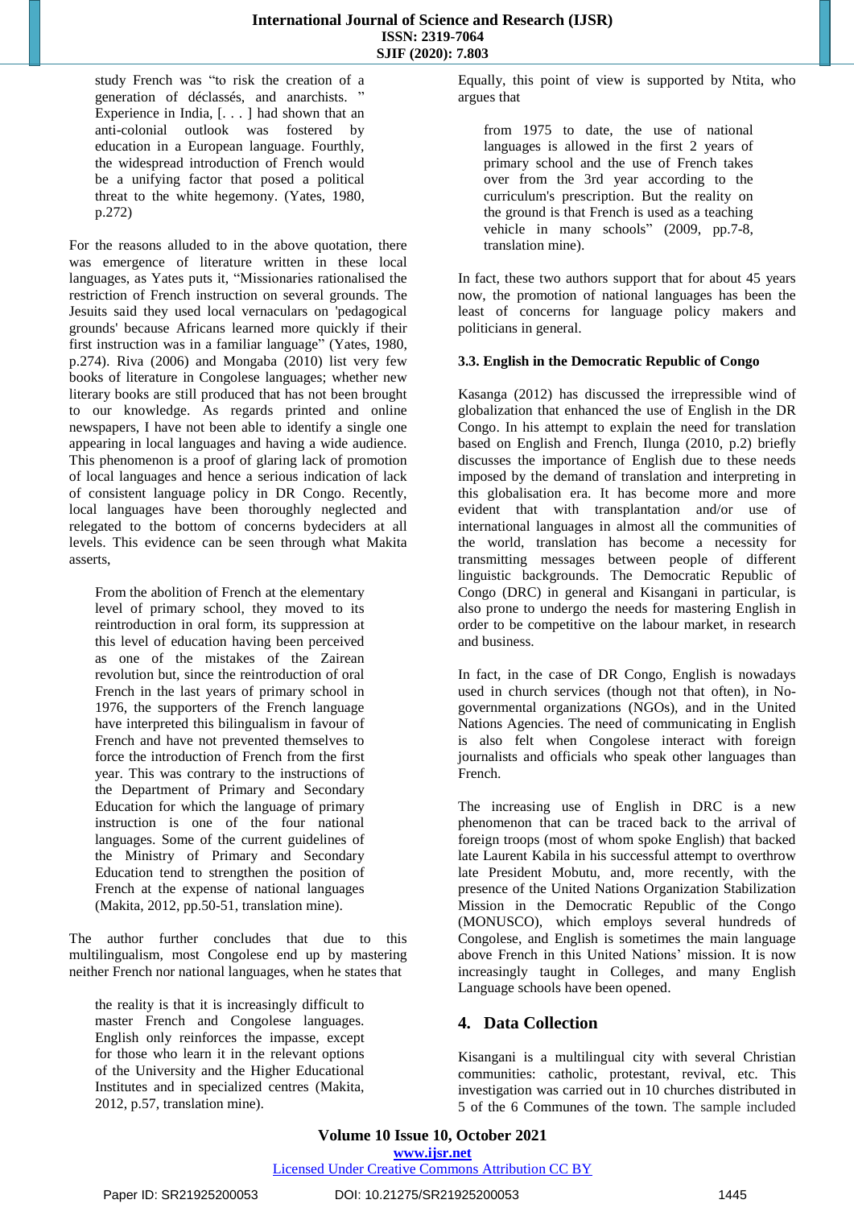study French was "to risk the creation of a generation of déclassés, and anarchists. " Experience in India, [. . . ] had shown that an anti-colonial outlook was fostered by education in a European language. Fourthly, the widespread introduction of French would be a unifying factor that posed a political threat to the white hegemony. (Yates, 1980, p.272)

For the reasons alluded to in the above quotation, there was emergence of literature written in these local languages, as Yates puts it, "Missionaries rationalised the restriction of French instruction on several grounds. The Jesuits said they used local vernaculars on 'pedagogical grounds' because Africans learned more quickly if their first instruction was in a familiar language" (Yates, 1980, p.274). Riva (2006) and Mongaba (2010) list very few books of literature in Congolese languages; whether new literary books are still produced that has not been brought to our knowledge. As regards printed and online newspapers, I have not been able to identify a single one appearing in local languages and having a wide audience. This phenomenon is a proof of glaring lack of promotion of local languages and hence a serious indication of lack of consistent language policy in DR Congo. Recently, local languages have been thoroughly neglected and relegated to the bottom of concerns bydeciders at all levels. This evidence can be seen through what Makita asserts,

> From the abolition of French at the elementary level of primary school, they moved to its reintroduction in oral form, its suppression at this level of education having been perceived as one of the mistakes of the Zairean revolution but, since the reintroduction of oral French in the last years of primary school in 1976, the supporters of the French language have interpreted this bilingualism in favour of French and have not prevented themselves to force the introduction of French from the first year. This was contrary to the instructions of the Department of Primary and Secondary Education for which the language of primary instruction is one of the four national languages. Some of the current guidelines of the Ministry of Primary and Secondary Education tend to strengthen the position of French at the expense of national languages (Makita, 2012, pp.50-51, translation mine).

The author further concludes that due to this multilingualism, most Congolese end up by mastering neither French nor national languages, when he states that

> the reality is that it is increasingly difficult to master French and Congolese languages. English only reinforces the impasse, except for those who learn it in the relevant options of the University and the Higher Educational Institutes and in specialized centres (Makita, 2012, p.57, translation mine).

Equally, this point of view is supported by Ntita, who argues that

> from 1975 to date, the use of national languages is allowed in the first 2 years of primary school and the use of French takes over from the 3rd year according to the curriculum's prescription. But the reality on the ground is that French is used as a teaching vehicle in many schools" (2009, pp.7-8, translation mine).

In fact, these two authors support that for about 45 years now, the promotion of national languages has been the least of concerns for language policy makers and politicians in general.

### 3.3. English in the Democratic Republic of Congo

Kasanga (2012) has discussed the irrepressible wind of globalization that enhanced the use of English in the DR Congo. In his attempt to explain the need for translation based on English and French, Ilunga (2010, p.2) briefly discusses the importance of English due to these needs imposed by the demand of translation and interpreting in this globalisation era. It has become more and more evident that with transplantation and/or use of international languages in almost all the communities of the world, translation has become a necessity for transmitting messages between people of different linguistic backgrounds. The Democratic Republic of Congo (DRC) in general and Kisangani in particular, is also prone to undergo the needs for mastering English in order to be competitive on the labour market, in research and business.

In fact, in the case of DR Congo, English is nowadays used in church services (though not that often), in No-governmental organizations (NGOs), and in the United Nations Agencies. The need of communicating in English is also felt when Congolese interact with foreign journalists and officials who speak other languages than French.

The increasing use of English in DRC is a new phenomenon that can be traced back to the arrival of foreign troops (most of whom spoke English) that backed late Laurent Kabila in his successful attempt to overthrow late President Mobutu, and, more recently, with the presence of the United Nations Organization Stabilization Mission in the Democratic Republic of the Congo (MONUSCO), which employs several hundreds of Congolese, and English is sometimes the main language above French in this United Nations' mission. It is now increasingly taught in Colleges, and many English Language schools have been opened.

## 4. Data Collection

Kisangani is a multilingual city with several Christian communities: catholic, protestant, revival, etc. This investigation was carried out in 10 churches distributed in 5 of the 6 Communes of the town. The sample included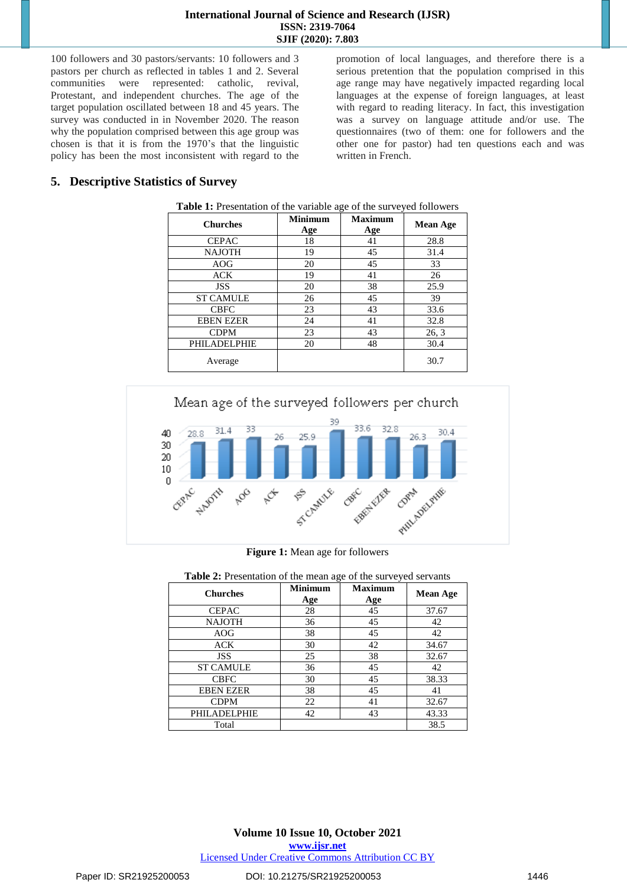100 followers and 30 pastors/servants: 10 followers and 3 pastors per church as reflected in tables 1 and 2. Several communities were represented: catholic, revival, Protestant, and independent churches. The age of the target population oscillated between 18 and 45 years. The survey was conducted in in November 2020. The reason why the population comprised between this age group was chosen is that it is from the 1970's that the linguistic policy has been the most inconsistent with regard to the promotion of local languages, and therefore there is a serious pretention that the population comprised in this age range may have negatively impacted regarding local languages at the expense of foreign languages, at least with regard to reading literacy. In fact, this investigation was a survey on language attitude and/or use. The questionnaires (two of them: one for followers and the other one for pastor) had ten questions each and was written in French.

## 5. Descriptive Statistics of Survey

**Table 1:** Presentation of the variable age of the surveyed followers

| Churches | Minimum Age | Maximum Age | Mean Age |
|---|---|---|---|
| CEPAC | 18 | 41 | 28.8 |
| NAJOTH | 19 | 45 | 31.4 |
| AOG | 20 | 45 | 33 |
| ACK | 19 | 41 | 26 |
| JSS | 20 | 38 | 25.9 |
| ST CAMULE | 26 | 45 | 39 |
| CBFC | 23 | 43 | 33.6 |
| EBEN EZER | 24 | 41 | 32.8 |
| CDPM | 23 | 43 | 26, 3 |
| PHILADELPHIE | 20 | 48 | 30.4 |
| Average | | | 30.7 |

**Figure 1:** Mean age for followers

**Table 2:** Presentation of the mean age of the surveyed servants

| Churches | Minimum Age | Maximum Age | Mean Age |
|---|---|---|---|
| CEPAC | 28 | 45 | 37.67 |
| NAJOTH | 36 | 45 | 42 |
| AOG | 38 | 45 | 42 |
| ACK | 30 | 42 | 34.67 |
| JSS | 25 | 38 | 32.67 |
| ST CAMULE | 36 | 45 | 42 |
| CBFC | 30 | 45 | 38.33 |
| EBEN EZER | 38 | 45 | 41 |
| CDPM | 22 | 41 | 32.67 |
| PHILADELPHIE | 42 | 43 | 43.33 |
| Total | | | 38.5 |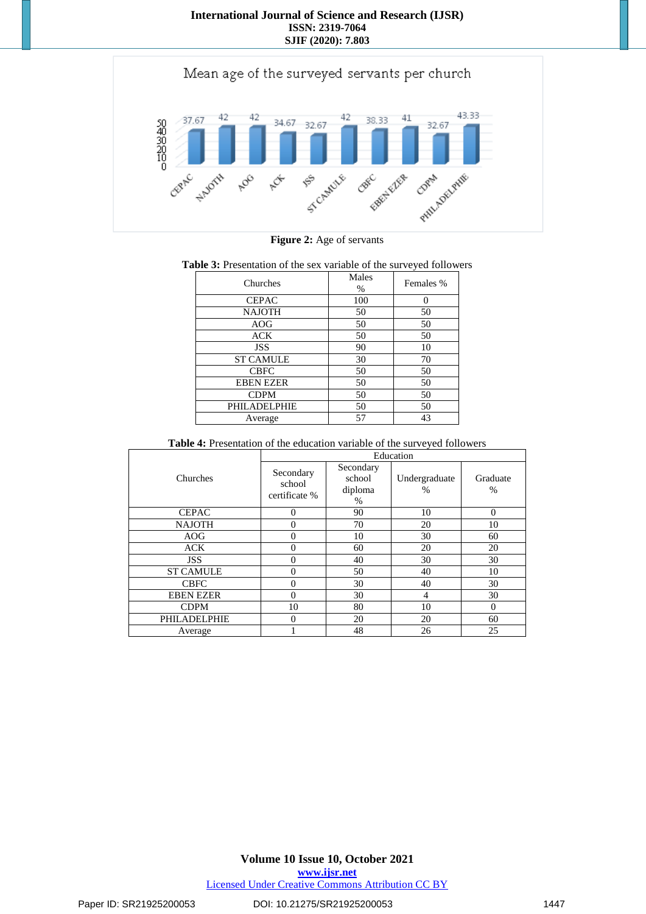**Figure 2:** Age of servants

**Table 3:** Presentation of the sex variable of the surveyed followers

| Churches | Males % | Females % |
|---|---|---|
| CEPAC | 100 | 0 |
| NAJOTH | 50 | 50 |
| AOG | 50 | 50 |
| ACK | 50 | 50 |
| JSS | 90 | 10 |
| ST CAMULE | 30 | 70 |
| CBFC | 50 | 50 |
| EBEN EZER | 50 | 50 |
| CDPM | 50 | 50 |
| PHILADELPHIE | 50 | 50 |
| Average | 57 | 43 |

**Table 4:** Presentation of the education variable of the surveyed followers

| Churches | Education | | | |
|---|---|---|---|---|
| | Secondary school certificate % | Secondary school diploma % | Undergraduate % | Graduate % |
| CEPAC | 0 | 90 | 10 | 0 |
| NAJOTH | 0 | 70 | 20 | 10 |
| AOG | 0 | 10 | 30 | 60 |
| ACK | 0 | 60 | 20 | 20 |
| JSS | 0 | 40 | 30 | 30 |
| ST CAMULE | 0 | 50 | 40 | 10 |
| CBFC | 0 | 30 | 40 | 30 |
| EBEN EZER | 0 | 30 | 4 | 30 |
| CDPM | 10 | 80 | 10 | 0 |
| PHILADELPHIE | 0 | 20 | 20 | 60 |
| Average | 1 | 48 | 26 | 25 |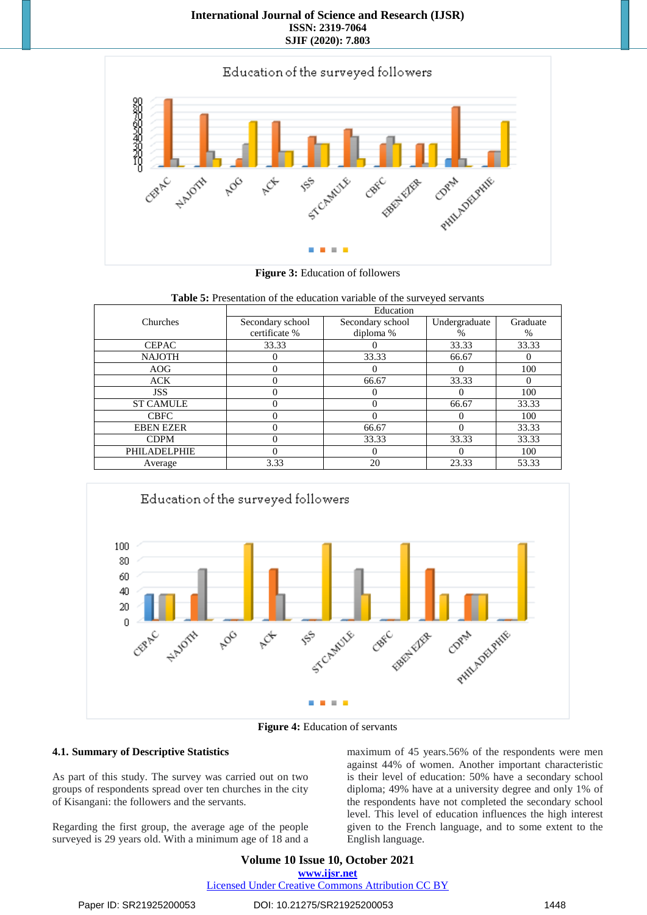**Figure 3:** Education of followers

**Table 5:** Presentation of the education variable of the surveyed servants

| Churches | Education | | | |
|---|---|---|---|---|
| | Secondary school certificate % | Secondary school diploma % | Undergraduate % | Graduate % |
| CEPAC | 33.33 | 0 | 33.33 | 33.33 |
| NAJOTH | 0 | 33.33 | 66.67 | 0 |
| AOG | 0 | 0 | 0 | 100 |
| ACK | 0 | 66.67 | 33.33 | 0 |
| JSS | 0 | 0 | 0 | 100 |
| ST CAMULE | 0 | 0 | 66.67 | 33.33 |
| CBFC | 0 | 0 | 0 | 100 |
| EBEN EZER | 0 | 66.67 | 0 | 33.33 |
| CDPM | 0 | 33.33 | 33.33 | 33.33 |
| PHILADELPHIE | 0 | 0 | 0 | 100 |
| Average | 3.33 | 20 | 23.33 | 53.33 |

**Figure 4:** Education of servants

### 4.1. Summary of Descriptive Statistics

As part of this study. The survey was carried out on two groups of respondents spread over ten churches in the city of Kisangani: the followers and the servants.

Regarding the first group, the average age of the people surveyed is 29 years old. With a minimum age of 18 and a maximum of 45 years.56% of the respondents were men against 44% of women. Another important characteristic is their level of education: 50% have a secondary school diploma; 49% have at a university degree and only 1% of the respondents have not completed the secondary school level. This level of education influences the high interest given to the French language, and to some extent to the English language.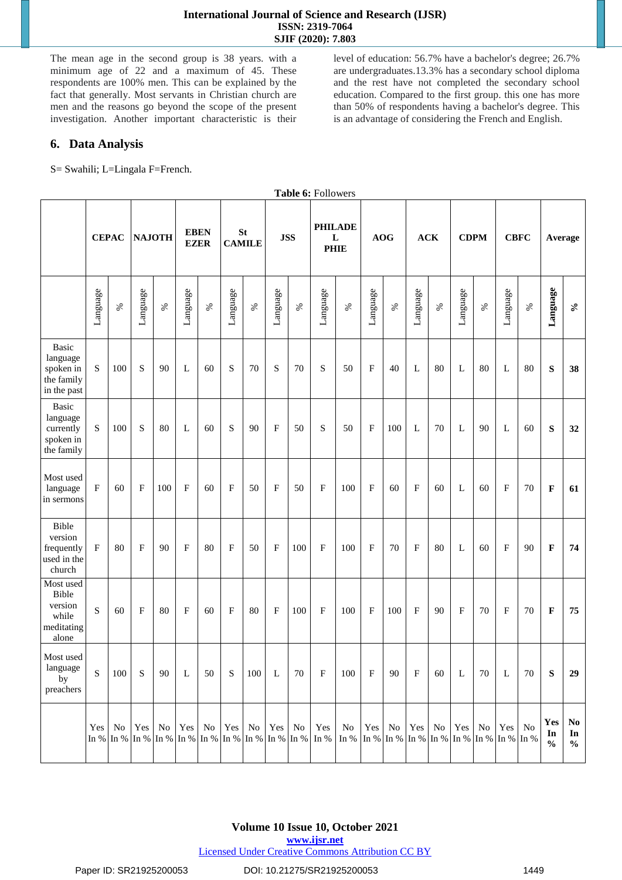The mean age in the second group is 38 years. with a minimum age of 22 and a maximum of 45. These respondents are 100% men. This can be explained by the fact that generally. Most servants in Christian church are men and the reasons go beyond the scope of the present investigation. Another important characteristic is their level of education: 56.7% have a bachelor's degree; 26.7% are undergraduates.13.3% has a secondary school diploma and the rest have not completed the secondary school education. Compared to the first group. this one has more than 50% of respondents having a bachelor's degree. This is an advantage of considering the French and English.

## 6. Data Analysis

S= Swahili; L=Lingala F=French.

**Table 6:** Followers

| | CEPAC | | NAJOTH | | EBEN EZER | | St CAMILE | | JSS | | PHILADEL PHIE | | AOG | | ACK | | CDPM | | CBFC | | Average | |
|---|---|---|---|---|---|---|---|---|---|---|---|---|---|---|---|---|---|---|---|---|---|---|
| | Language | % | Language | % | Language | % | Language | % | Language | % | Language | % | Language | % | Language | % | Language | % | Language | % | **Language** | **%** |
| Basic language spoken in the family in the past | S | 100 | S | 90 | L | 60 | S | 70 | S | 70 | S | 50 | F | 40 | L | 80 | L | 80 | L | 80 | **S** | **38** |
| Basic language currently spoken in the family | S | 100 | S | 80 | L | 60 | S | 90 | F | 50 | S | 50 | F | 100 | L | 70 | L | 90 | L | 60 | **S** | **32** |
| Most used language in sermons | F | 60 | F | 100 | F | 60 | F | 50 | F | 50 | F | 100 | F | 60 | F | 60 | L | 60 | F | 70 | **F** | **61** |
| Bible version frequently used in the church | F | 80 | F | 90 | F | 80 | F | 50 | F | 100 | F | 100 | F | 70 | F | 80 | L | 60 | F | 90 | **F** | **74** |
| Most used Bible version while meditating alone | S | 60 | F | 80 | F | 60 | F | 80 | F | 100 | F | 100 | F | 100 | F | 90 | F | 70 | F | 70 | **F** | **75** |
| Most used language by preachers | S | 100 | S | 90 | L | 50 | S | 100 | L | 70 | F | 100 | F | 90 | F | 60 | L | 70 | L | 70 | **S** | **29** |
| | Yes In % | No In % | Yes In % | No In % | Yes In % | No In % | Yes In % | No In % | Yes In % | No In % | Yes In % | No In % | Yes In % | No In % | Yes In % | No In % | Yes In % | No In % | Yes In % | No In % | **Yes In %** | **No In %** |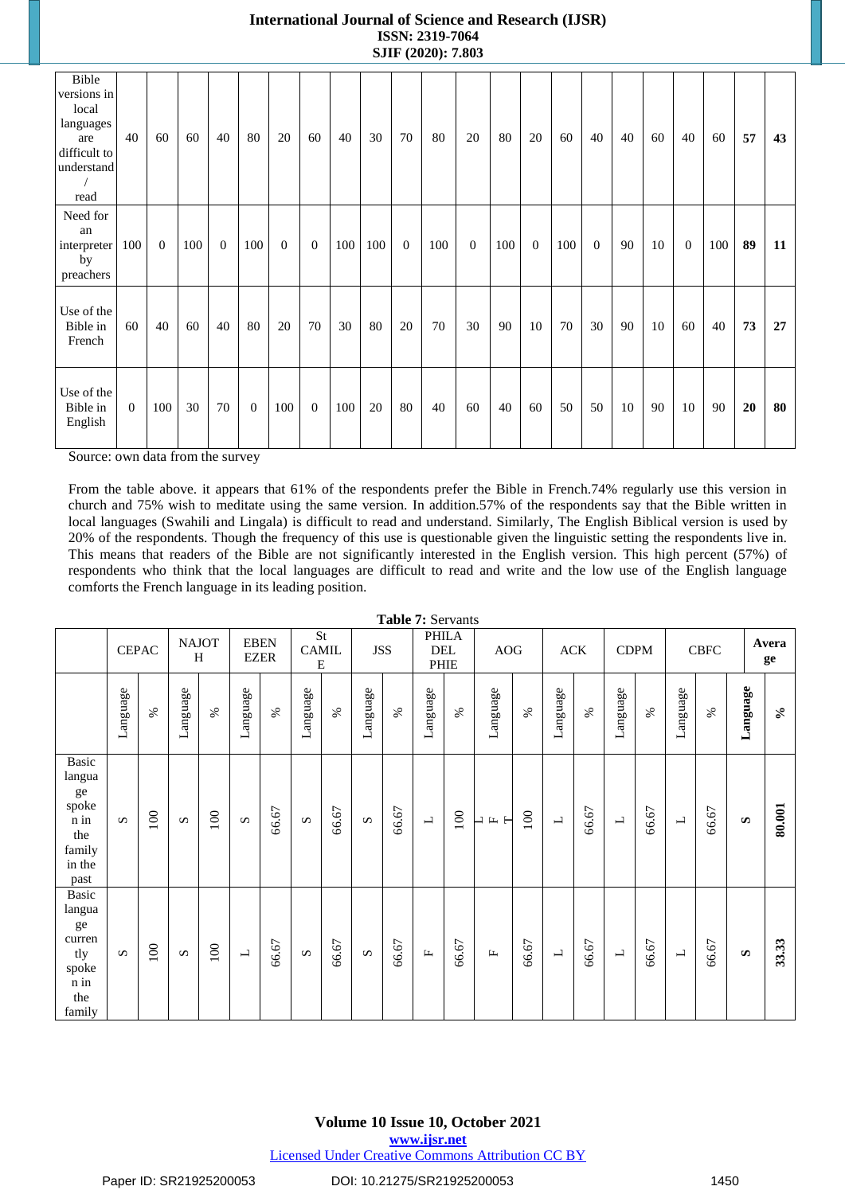| Bible versions in local languages are difficult to understand / read | 40 | 60 | 60 | 40 | 80 | 20 | 60 | 40 | 30 | 70 | 80 | 20 | 80 | 20 | 60 | 40 | 40 | 60 | 40 | 60 | **57** | **43** |
|---|---|---|---|---|---|---|---|---|---|---|---|---|---|---|---|---|---|---|---|---|---|---|
| Need for an interpreter by preachers | 100 | 0 | 100 | 0 | 100 | 0 | 0 | 100 | 100 | 0 | 100 | 0 | 100 | 0 | 100 | 0 | 90 | 10 | 0 | 100 | **89** | **11** |
| Use of the Bible in French | 60 | 40 | 60 | 40 | 80 | 20 | 70 | 30 | 80 | 20 | 70 | 30 | 90 | 10 | 70 | 30 | 90 | 10 | 60 | 40 | **73** | **27** |
| Use of the Bible in English | 0 | 100 | 30 | 70 | 0 | 100 | 0 | 100 | 20 | 80 | 40 | 60 | 40 | 60 | 50 | 50 | 10 | 90 | 10 | 90 | **20** | **80** |

Source: own data from the survey

From the table above. it appears that 61% of the respondents prefer the Bible in French.74% regularly use this version in church and 75% wish to meditate using the same version. In addition.57% of the respondents say that the Bible written in local languages (Swahili and Lingala) is difficult to read and understand. Similarly, The English Biblical version is used by 20% of the respondents. Though the frequency of this use is questionable given the linguistic setting the respondents live in. This means that readers of the Bible are not significantly interested in the English version. This high percent (57%) of respondents who think that the local languages are difficult to read and write and the low use of the English language comforts the French language in its leading position.

**Table 7:** Servants

| | CEPAC | | NAJOTH | | EBENEZER | | St CAMILE | | JSS | | PHILADELPHIE | | AOG | | ACK | | CDPM | | CBFC | | Average | |
|---|---|---|---|---|---|---|---|---|---|---|---|---|---|---|---|---|---|---|---|---|---|---|
| | Language | % | Language | % | Language | % | Language | % | Language | % | Language | % | Language | % | Language | % | Language | % | Language | % | **Language** | **%** |
| Basic language spoken in the family in the past | S | 100 | S | 100 | S | 66.67 | S | 66.67 | S | 66.67 | L | 100 | L F T | 100 | L | 66.67 | L | 66.67 | L | 66.67 | **S** | **80.001** |
| Basic language currently spoken in the family | S | 100 | S | 100 | L | 66.67 | S | 66.67 | S | 66.67 | F | 66.67 | F | 66.67 | L | 66.67 | L | 66.67 | L | 66.67 | **S** | **33.33** |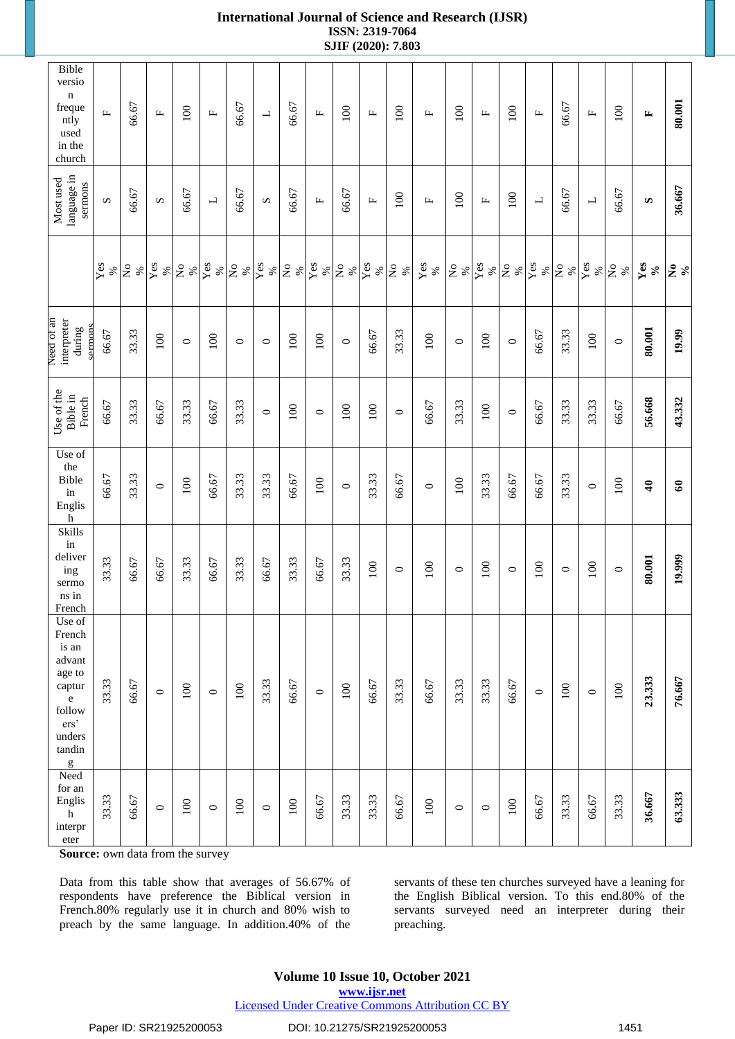| Bible version frequently used in the church | Most used language in sermons | | Need of an interpreter during sermons | Use of the Bible in French | Use of the Bible in English | Skills in delivering sermons in French | Use of French is an advantage to capture followers' understanding | Need for an English interpreter |
|---|---|---|---|---|---|---|---|---|
| F | S | Yes % | 66.67 | 66.67 | 66.67 | 33.33 | 33.33 | 33.33 |
| 66.67 | 66.67 | No % | 33.33 | 33.33 | 33.33 | 66.67 | 66.67 | 66.67 |
| F | S | Yes % | 100 | 66.67 | 0 | 66.67 | 0 | 0 |
| 100 | 66.67 | No % | 0 | 33.33 | 100 | 33.33 | 100 | 100 |
| F | L | Yes % | 100 | 66.67 | 66.67 | 66.67 | 0 | 0 |
| 66.67 | 66.67 | No % | 0 | 33.33 | 33.33 | 33.33 | 100 | 100 |
| L | S | Yes % | 0 | 0 | 33.33 | 66.67 | 33.33 | 0 |
| 66.67 | 66.67 | No % | 100 | 100 | 66.67 | 33.33 | 66.67 | 100 |
| F | F | Yes % | 100 | 0 | 100 | 66.67 | 0 | 66.67 |
| 100 | 66.67 | No % | 0 | 100 | 0 | 33.33 | 100 | 33.33 |
| F | F | Yes % | 66.67 | 100 | 33.33 | 100 | 66.67 | 33.33 |
| 100 | 100 | No % | 33.33 | 0 | 66.67 | 0 | 33.33 | 66.67 |
| F | F | Yes % | 100 | 66.67 | 0 | 100 | 66.67 | 100 |
| 100 | 100 | No % | 0 | 33.33 | 100 | 0 | 33.33 | 0 |
| F | F | Yes % | 100 | 100 | 33.33 | 100 | 33.33 | 0 |
| 100 | 100 | No % | 0 | 0 | 66.67 | 0 | 66.67 | 100 |
| F | L | Yes % | 66.67 | 66.67 | 66.67 | 100 | 0 | 66.67 |
| 66.67 | 66.67 | No % | 33.33 | 33.33 | 33.33 | 0 | 100 | 33.33 |
| F | L | Yes % | 100 | 33.33 | 0 | 100 | 0 | 66.67 |
| 100 | 66.67 | No % | 0 | 66.67 | 100 | 0 | 100 | 33.33 |
| **F** | **S** | **Yes %** | **80.001** | **56.668** | **40** | **80.001** | **23.333** | **36.667** |
| **80.001** | **36.667** | **No %** | **19.99** | **43.332** | **60** | **19.999** | **76.667** | **63.333** |

**Source:** own data from the survey

Data from this table show that averages of 56.67% of respondents have preference the Biblical version in French.80% regularly use it in church and 80% wish to preach by the same language. In addition.40% of the servants of these ten churches surveyed have a leaning for the English Biblical version. To this end.80% of the servants surveyed need an interpreter during their preaching.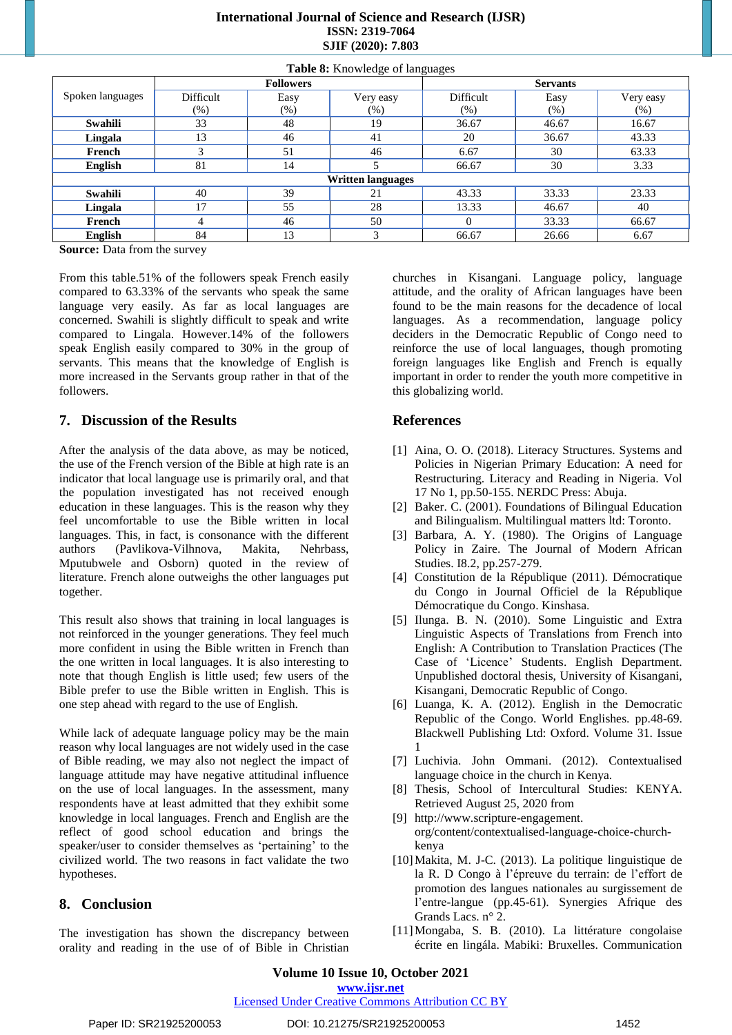**Table 8:** Knowledge of languages

| Spoken languages | Followers | | | Servants | | |
|---|---|---|---|---|---|---|
| | Difficult (%) | Easy (%) | Very easy (%) | Difficult (%) | Easy (%) | Very easy (%) |
| **Swahili** | 33 | 48 | 19 | 36.67 | 46.67 | 16.67 |
| **Lingala** | 13 | 46 | 41 | 20 | 36.67 | 43.33 |
| **French** | 3 | 51 | 46 | 6.67 | 30 | 63.33 |
| **English** | 81 | 14 | 5 | 66.67 | 30 | 3.33 |
| **Written languages** | | | | | | |
| **Swahili** | 40 | 39 | 21 | 43.33 | 33.33 | 23.33 |
| **Lingala** | 17 | 55 | 28 | 13.33 | 46.67 | 40 |
| **French** | 4 | 46 | 50 | 0 | 33.33 | 66.67 |
| **English** | 84 | 13 | 3 | 66.67 | 26.66 | 6.67 |

**Source:** Data from the survey

From this table.51% of the followers speak French easily compared to 63.33% of the servants who speak the same language very easily. As far as local languages are concerned. Swahili is slightly difficult to speak and write compared to Lingala. However.14% of the followers speak English easily compared to 30% in the group of servants. This means that the knowledge of English is more increased in the Servants group rather in that of the followers.

## 7. Discussion of the Results

After the analysis of the data above, as may be noticed, the use of the French version of the Bible at high rate is an indicator that local language use is primarily oral, and that the population investigated has not received enough education in these languages. This is the reason why they feel uncomfortable to use the Bible written in local languages. This, in fact, is consonance with the different authors (Pavlikova-Vilhnova, Makita, Nehrbass, Mputubwele and Osborn) quoted in the review of literature. French alone outweighs the other languages put together.

This result also shows that training in local languages is not reinforced in the younger generations. They feel much more confident in using the Bible written in French than the one written in local languages. It is also interesting to note that though English is little used; few users of the Bible prefer to use the Bible written in English. This is one step ahead with regard to the use of English.

While lack of adequate language policy may be the main reason why local languages are not widely used in the case of Bible reading, we may also not neglect the impact of language attitude may have negative attitudinal influence on the use of local languages. In the assessment, many respondents have at least admitted that they exhibit some knowledge in local languages. French and English are the reflect of good school education and brings the speaker/user to consider themselves as 'pertaining' to the civilized world. The two reasons in fact validate the two hypotheses.

## 8. Conclusion

The investigation has shown the discrepancy between orality and reading in the use of of Bible in Christian churches in Kisangani. Language policy, language attitude, and the orality of African languages have been found to be the main reasons for the decadence of local languages. As a recommendation, language policy deciders in the Democratic Republic of Congo need to reinforce the use of local languages, though promoting foreign languages like English and French is equally important in order to render the youth more competitive in this globalizing world.

## References

[1] Aina, O. O. (2018). Literacy Structures. Systems and Policies in Nigerian Primary Education: A need for Restructuring. Literacy and Reading in Nigeria. Vol 17 No 1, pp.50-155. NERDC Press: Abuja.

[2] Baker. C. (2001). Foundations of Bilingual Education and Bilingualism. Multilingual matters ltd: Toronto.

[3] Barbara, A. Y. (1980). The Origins of Language Policy in Zaire. The Journal of Modern African Studies. I8.2, pp.257-279.

[4] Constitution de la République (2011). Démocratique du Congo in Journal Officiel de la République Démocratique du Congo. Kinshasa.

[5] Ilunga. B. N. (2010). Some Linguistic and Extra Linguistic Aspects of Translations from French into English: A Contribution to Translation Practices (The Case of 'Licence' Students. English Department. Unpublished doctoral thesis, University of Kisangani, Kisangani, Democratic Republic of Congo.

[6] Luanga, K. A. (2012). English in the Democratic Republic of the Congo. World Englishes. pp.48-69. Blackwell Publishing Ltd: Oxford. Volume 31. Issue 1

[7] Luchivia. John Ommani. (2012). Contextualised language choice in the church in Kenya.

[8] Thesis, School of Intercultural Studies: KENYA. Retrieved August 25, 2020 from

[9] http://www.scripture-engagement. org/content/contextualised-language-choice-church-kenya

[10] Makita, M. J-C. (2013). La politique linguistique de la R. D Congo à l'épreuve du terrain: de l'effort de promotion des langues nationales au surgissement de l'entre-langue (pp.45-61). Synergies Afrique des Grands Lacs. n° 2.

[11] Mongaba, S. B. (2010). La littérature congolaise écrite en lingála. Mabiki: Bruxelles. Communication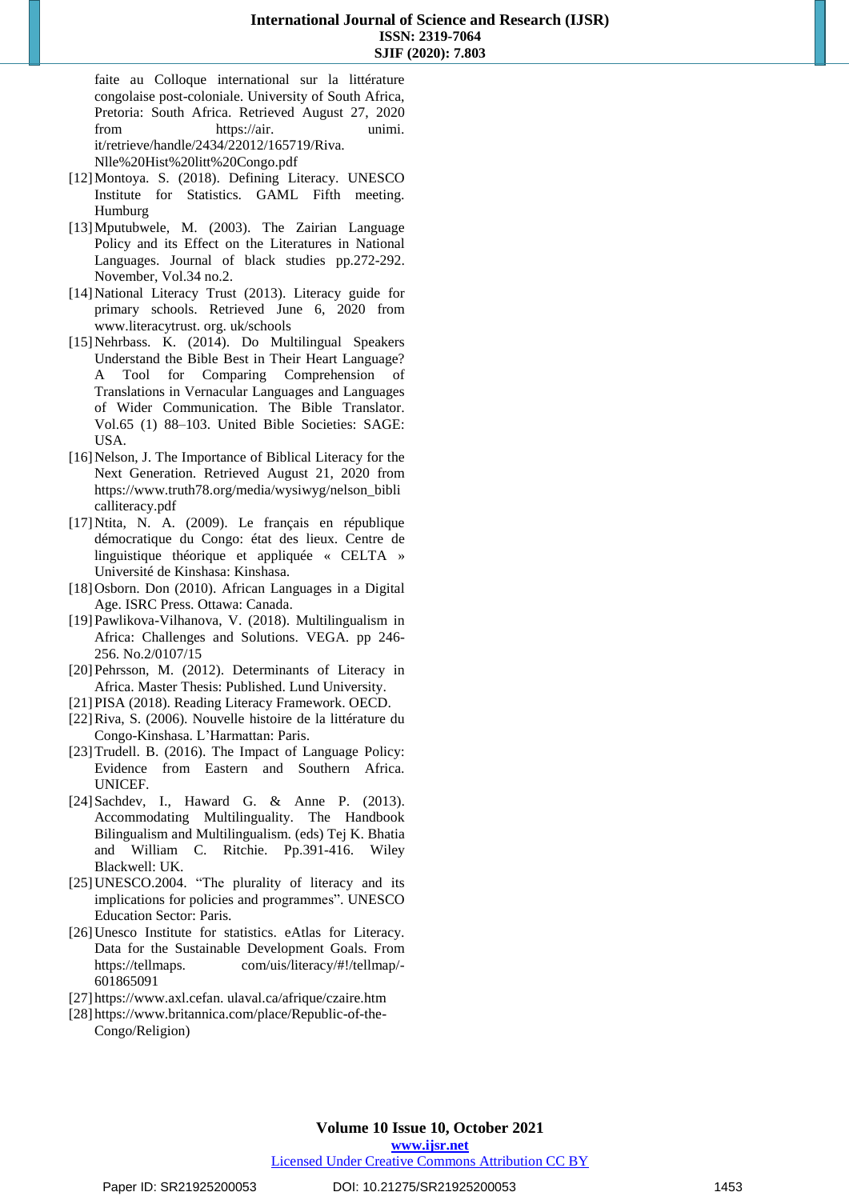faite au Colloque international sur la littérature congolaise post-coloniale. University of South Africa, Pretoria: South Africa. Retrieved August 27, 2020 from https://air. unimi. it/retrieve/handle/2434/22012/165719/Riva. Nlle%20Hist%20litt%20Congo.pdf

[12] Montoya. S. (2018). Defining Literacy. UNESCO Institute for Statistics. GAML Fifth meeting. Humburg

[13] Mputubwele, M. (2003). The Zairian Language Policy and its Effect on the Literatures in National Languages. Journal of black studies pp.272-292. November, Vol.34 no.2.

[14] National Literacy Trust (2013). Literacy guide for primary schools. Retrieved June 6, 2020 from www.literacytrust. org. uk/schools

[15] Nehrbass. K. (2014). Do Multilingual Speakers Understand the Bible Best in Their Heart Language? A Tool for Comparing Comprehension of Translations in Vernacular Languages and Languages of Wider Communication. The Bible Translator. Vol.65 (1) 88–103. United Bible Societies: SAGE: USA.

[16] Nelson, J. The Importance of Biblical Literacy for the Next Generation. Retrieved August 21, 2020 from https://www.truth78.org/media/wysiwyg/nelson_biblicalliteracy.pdf

[17] Ntita, N. A. (2009). Le français en république démocratique du Congo: état des lieux. Centre de linguistique théorique et appliquée « CELTA » Université de Kinshasa: Kinshasa.

[18] Osborn. Don (2010). African Languages in a Digital Age. ISRC Press. Ottawa: Canada.

[19] Pawlikova-Vilhanova, V. (2018). Multilingualism in Africa: Challenges and Solutions. VEGA. pp 246-256. No.2/0107/15

[20] Pehrsson, M. (2012). Determinants of Literacy in Africa. Master Thesis: Published. Lund University.

[21] PISA (2018). Reading Literacy Framework. OECD.

[22] Riva, S. (2006). Nouvelle histoire de la littérature du Congo-Kinshasa. L'Harmattan: Paris.

[23] Trudell. B. (2016). The Impact of Language Policy: Evidence from Eastern and Southern Africa. UNICEF.

[24] Sachdev, I., Haward G. & Anne P. (2013). Accommodating Multilinguality. The Handbook Bilingualism and Multilingualism. (eds) Tej K. Bhatia and William C. Ritchie. Pp.391-416. Wiley Blackwell: UK.

[25] UNESCO.2004. "The plurality of literacy and its implications for policies and programmes". UNESCO Education Sector: Paris.

[26] Unesco Institute for statistics. eAtlas for Literacy. Data for the Sustainable Development Goals. From https://tellmaps. com/uis/literacy/#!/tellmap/-601865091

[27] https://www.axl.cefan. ulaval.ca/afrique/czaire.htm

[28] https://www.britannica.com/place/Republic-of-the-Congo/Religion)